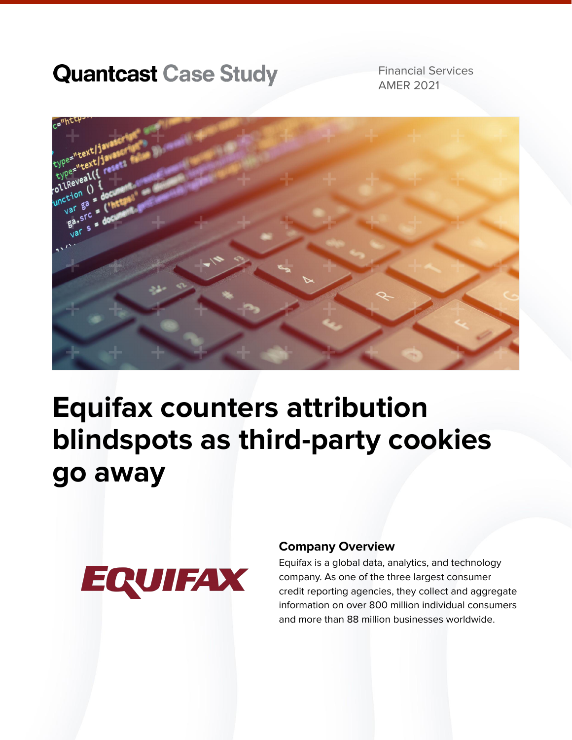Quantcast Case Study

Financial Services
AMER 2021

# Equifax counters attribution blindspots as third-party cookies go away

EQUIFAX

## Company Overview

Equifax is a global data, analytics, and technology company. As one of the three largest consumer credit reporting agencies, they collect and aggregate information on over 800 million individual consumers and more than 88 million businesses worldwide.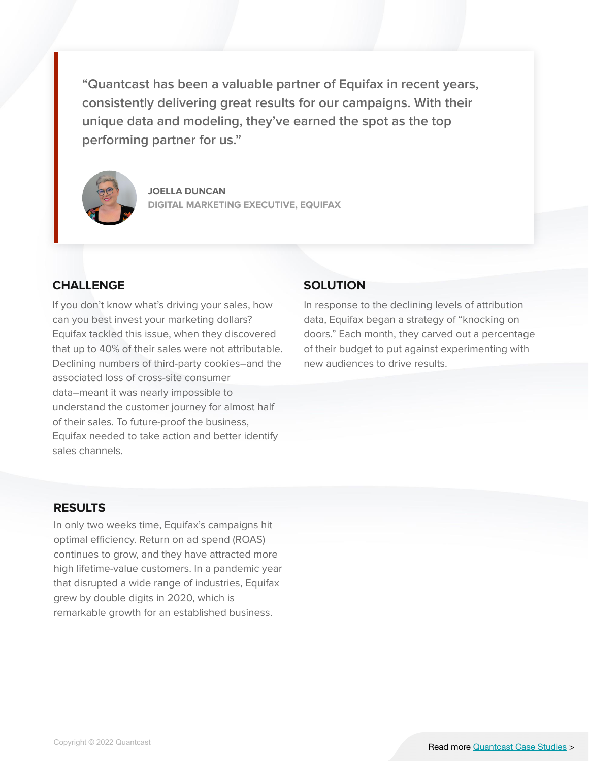> "Quantcast has been a valuable partner of Equifax in recent years, consistently delivering great results for our campaigns. With their unique data and modeling, they've earned the spot as the top performing partner for us."
>
> **JOELLA DUNCAN**
> **DIGITAL MARKETING EXECUTIVE, EQUIFAX**

## CHALLENGE

If you don't know what's driving your sales, how can you best invest your marketing dollars? Equifax tackled this issue, when they discovered that up to 40% of their sales were not attributable. Declining numbers of third-party cookies–and the associated loss of cross-site consumer data–meant it was nearly impossible to understand the customer journey for almost half of their sales. To future-proof the business, Equifax needed to take action and better identify sales channels.

## SOLUTION

In response to the declining levels of attribution data, Equifax began a strategy of "knocking on doors." Each month, they carved out a percentage of their budget to put against experimenting with new audiences to drive results.

## RESULTS

In only two weeks time, Equifax's campaigns hit optimal efficiency. Return on ad spend (ROAS) continues to grow, and they have attracted more high lifetime-value customers. In a pandemic year that disrupted a wide range of industries, Equifax grew by double digits in 2020, which is remarkable growth for an established business.

Copyright © 2022 Quantcast

Read more Quantcast Case Studies >